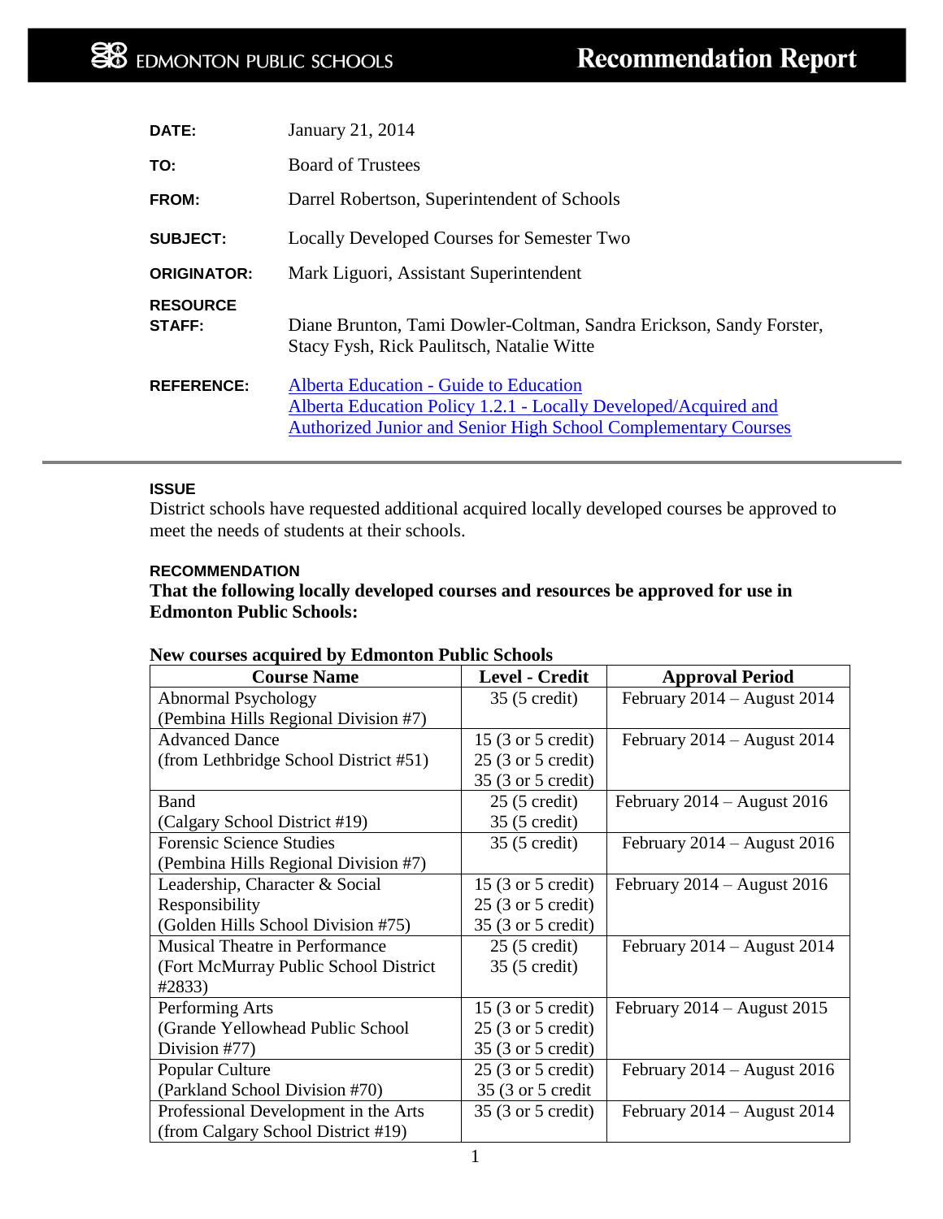EDMONTON PUBLIC SCHOOLS

# Recommendation Report

**DATE:** January 21, 2014

**TO:** Board of Trustees

**FROM:** Darrel Robertson, Superintendent of Schools

**SUBJECT:** Locally Developed Courses for Semester Two

**ORIGINATOR:** Mark Liguori, Assistant Superintendent

**RESOURCE STAFF:** Diane Brunton, Tami Dowler-Coltman, Sandra Erickson, Sandy Forster, Stacy Fysh, Rick Paulitsch, Natalie Witte

**REFERENCE:** Alberta Education - Guide to Education
Alberta Education Policy 1.2.1 - Locally Developed/Acquired and Authorized Junior and Senior High School Complementary Courses

---

### ISSUE

District schools have requested additional acquired locally developed courses be approved to meet the needs of students at their schools.

### RECOMMENDATION

**That the following locally developed courses and resources be approved for use in Edmonton Public Schools:**

**New courses acquired by Edmonton Public Schools**

| Course Name | Level - Credit | Approval Period |
|---|---|---|
| Abnormal Psychology (Pembina Hills Regional Division #7) | 35 (5 credit) | February 2014 – August 2014 |
| Advanced Dance (from Lethbridge School District #51) | 15 (3 or 5 credit)<br>25 (3 or 5 credit)<br>35 (3 or 5 credit) | February 2014 – August 2014 |
| Band (Calgary School District #19) | 25 (5 credit)<br>35 (5 credit) | February 2014 – August 2016 |
| Forensic Science Studies (Pembina Hills Regional Division #7) | 35 (5 credit) | February 2014 – August 2016 |
| Leadership, Character & Social Responsibility (Golden Hills School Division #75) | 15 (3 or 5 credit)<br>25 (3 or 5 credit)<br>35 (3 or 5 credit) | February 2014 – August 2016 |
| Musical Theatre in Performance (Fort McMurray Public School District #2833) | 25 (5 credit)<br>35 (5 credit) | February 2014 – August 2014 |
| Performing Arts (Grande Yellowhead Public School Division #77) | 15 (3 or 5 credit)<br>25 (3 or 5 credit)<br>35 (3 or 5 credit) | February 2014 – August 2015 |
| Popular Culture (Parkland School Division #70) | 25 (3 or 5 credit)<br>35 (3 or 5 credit | February 2014 – August 2016 |
| Professional Development in the Arts (from Calgary School District #19) | 35 (3 or 5 credit) | February 2014 – August 2014 |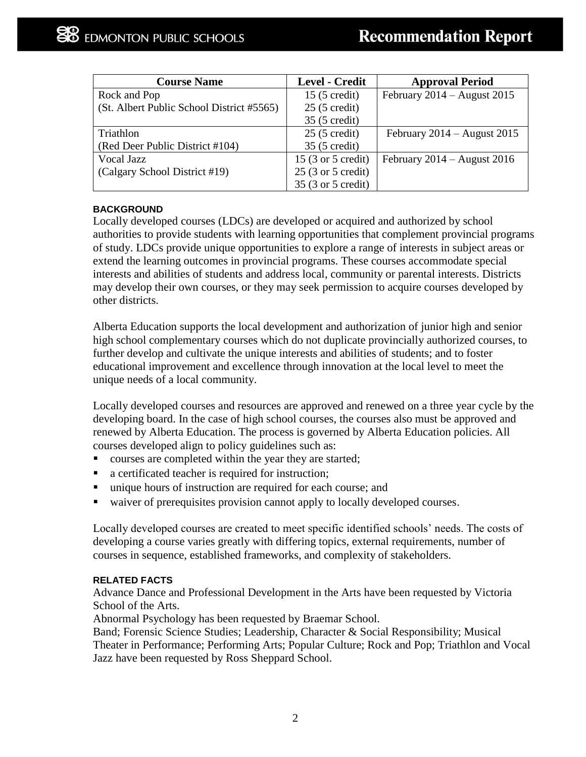| Course Name | Level - Credit | Approval Period |
|---|---|---|
| Rock and Pop (St. Albert Public School District #5565) | 15 (5 credit) 25 (5 credit) 35 (5 credit) | February 2014 – August 2015 |
| Triathlon (Red Deer Public District #104) | 25 (5 credit) 35 (5 credit) | February 2014 – August 2015 |
| Vocal Jazz (Calgary School District #19) | 15 (3 or 5 credit) 25 (3 or 5 credit) 35 (3 or 5 credit) | February 2014 – August 2016 |

#### BACKGROUND

Locally developed courses (LDCs) are developed or acquired and authorized by school authorities to provide students with learning opportunities that complement provincial programs of study. LDCs provide unique opportunities to explore a range of interests in subject areas or extend the learning outcomes in provincial programs. These courses accommodate special interests and abilities of students and address local, community or parental interests. Districts may develop their own courses, or they may seek permission to acquire courses developed by other districts.

Alberta Education supports the local development and authorization of junior high and senior high school complementary courses which do not duplicate provincially authorized courses, to further develop and cultivate the unique interests and abilities of students; and to foster educational improvement and excellence through innovation at the local level to meet the unique needs of a local community.

Locally developed courses and resources are approved and renewed on a three year cycle by the developing board. In the case of high school courses, the courses also must be approved and renewed by Alberta Education. The process is governed by Alberta Education policies. All courses developed align to policy guidelines such as:

- courses are completed within the year they are started;
- a certificated teacher is required for instruction;
- unique hours of instruction are required for each course; and
- waiver of prerequisites provision cannot apply to locally developed courses.

Locally developed courses are created to meet specific identified schools' needs. The costs of developing a course varies greatly with differing topics, external requirements, number of courses in sequence, established frameworks, and complexity of stakeholders.

#### RELATED FACTS

Advance Dance and Professional Development in the Arts have been requested by Victoria School of the Arts.

Abnormal Psychology has been requested by Braemar School.

Band; Forensic Science Studies; Leadership, Character & Social Responsibility; Musical Theater in Performance; Performing Arts; Popular Culture; Rock and Pop; Triathlon and Vocal Jazz have been requested by Ross Sheppard School.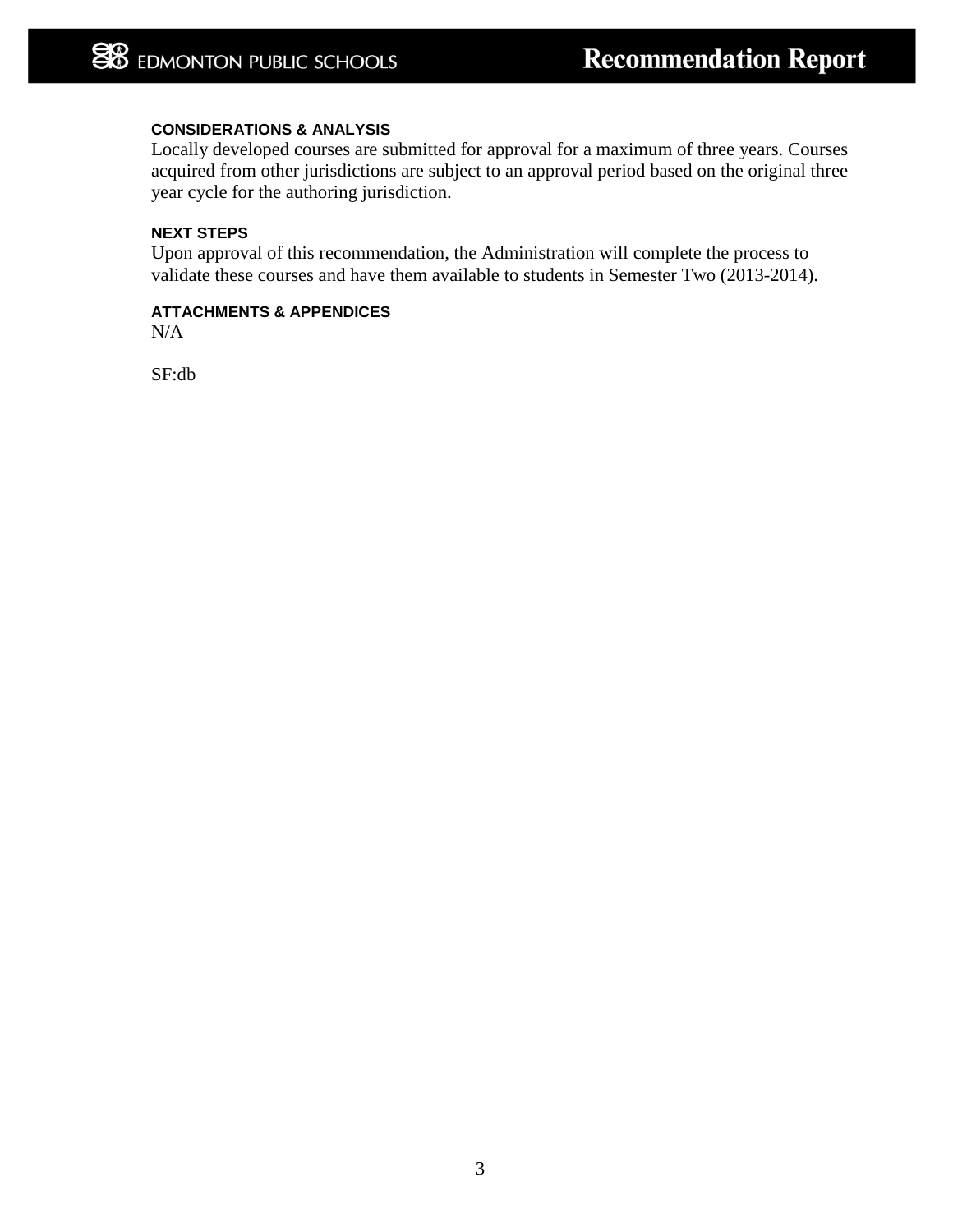## CONSIDERATIONS & ANALYSIS

Locally developed courses are submitted for approval for a maximum of three years. Courses acquired from other jurisdictions are subject to an approval period based on the original three year cycle for the authoring jurisdiction.

## NEXT STEPS

Upon approval of this recommendation, the Administration will complete the process to validate these courses and have them available to students in Semester Two (2013-2014).

## ATTACHMENTS & APPENDICES

N/A

SF:db